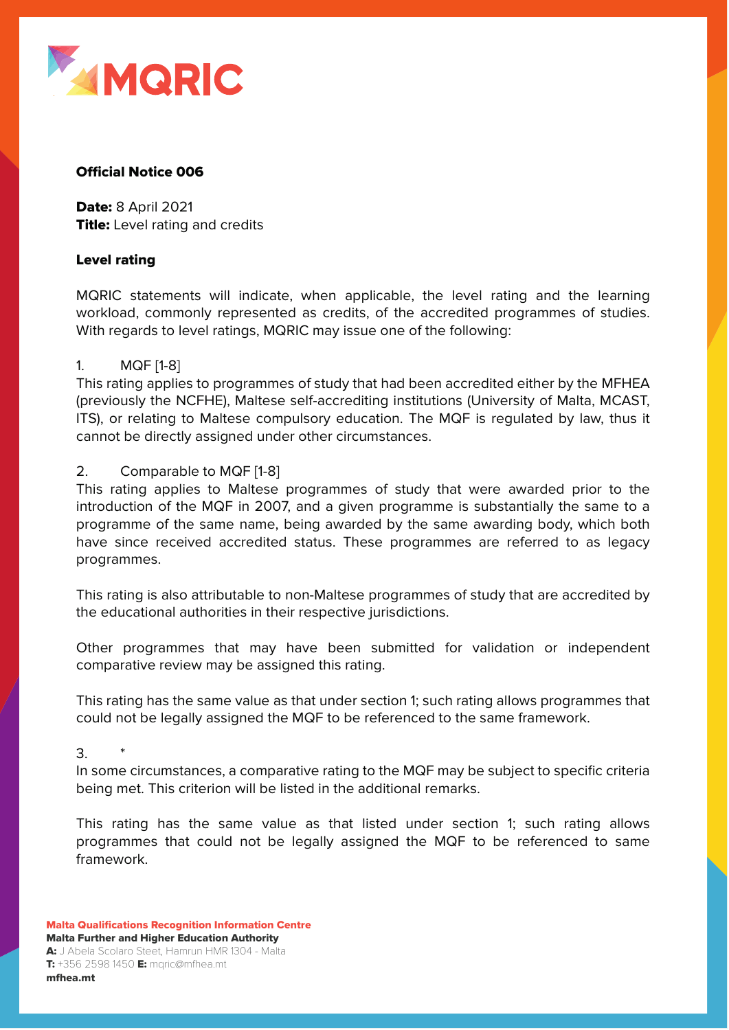MQRIC

**Official Notice 006**

**Date:** 8 April 2021
**Title:** Level rating and credits

**Level rating**

MQRIC statements will indicate, when applicable, the level rating and the learning workload, commonly represented as credits, of the accredited programmes of studies. With regards to level ratings, MQRIC may issue one of the following:

1. MQF [1-8]

This rating applies to programmes of study that had been accredited either by the MFHEA (previously the NCFHE), Maltese self-accrediting institutions (University of Malta, MCAST, ITS), or relating to Maltese compulsory education. The MQF is regulated by law, thus it cannot be directly assigned under other circumstances.

2. Comparable to MQF [1-8]

This rating applies to Maltese programmes of study that were awarded prior to the introduction of the MQF in 2007, and a given programme is substantially the same to a programme of the same name, being awarded by the same awarding body, which both have since received accredited status. These programmes are referred to as legacy programmes.

This rating is also attributable to non-Maltese programmes of study that are accredited by the educational authorities in their respective jurisdictions.

Other programmes that may have been submitted for validation or independent comparative review may be assigned this rating.

This rating has the same value as that under section 1; such rating allows programmes that could not be legally assigned the MQF to be referenced to the same framework.

3. *

In some circumstances, a comparative rating to the MQF may be subject to specific criteria being met. This criterion will be listed in the additional remarks.

This rating has the same value as that listed under section 1; such rating allows programmes that could not be legally assigned the MQF to be referenced to same framework.

**Malta Qualifications Recognition Information Centre**
**Malta Further and Higher Education Authority**
**A:** J Abela Scolaro Steet, Hamrun HMR 1304 - Malta
**T:** +356 2598 1450 **E:** mqric@mfhea.mt
**mfhea.mt**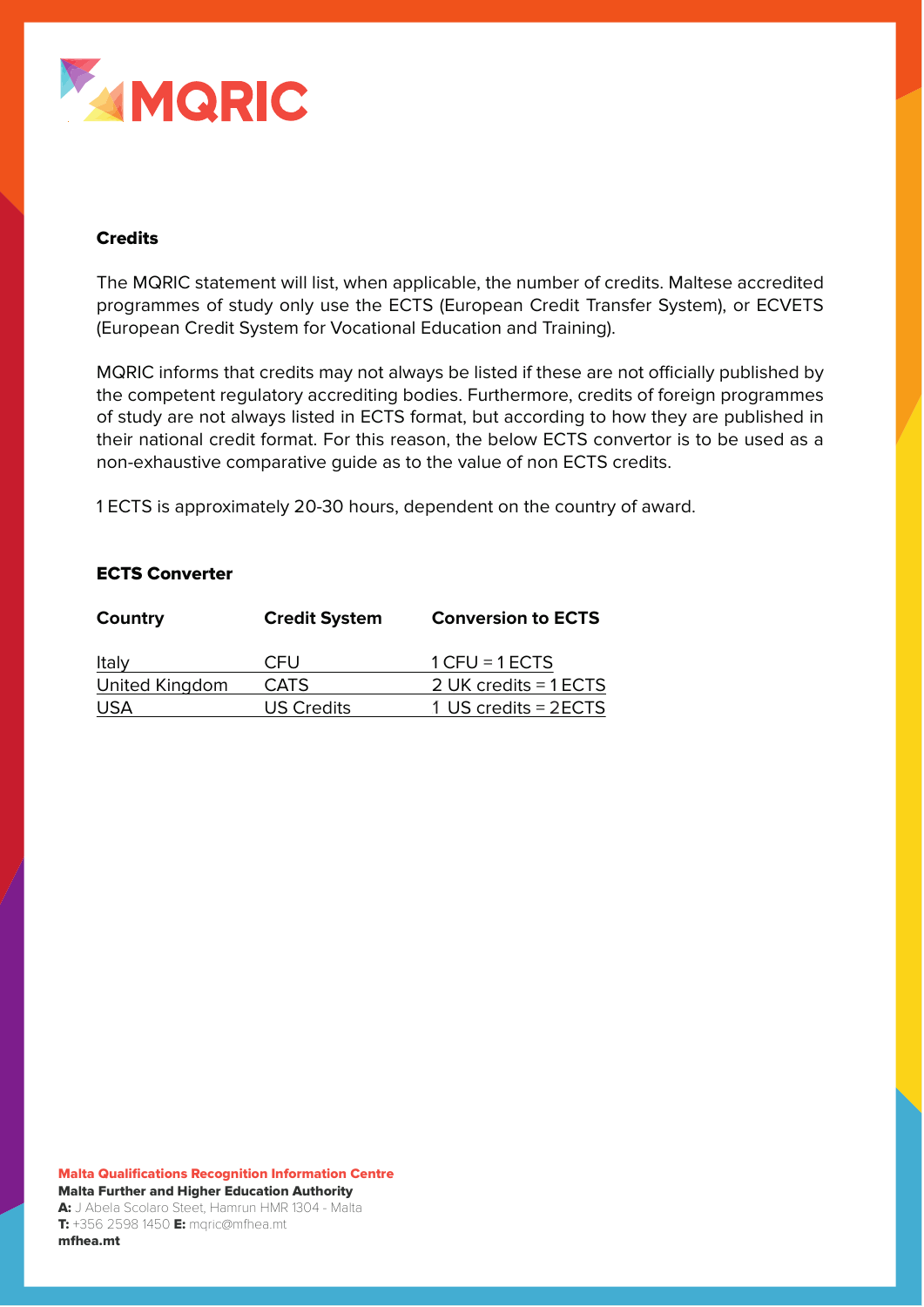MQRIC

## Credits

The MQRIC statement will list, when applicable, the number of credits. Maltese accredited programmes of study only use the ECTS (European Credit Transfer System), or ECVETS (European Credit System for Vocational Education and Training).

MQRIC informs that credits may not always be listed if these are not officially published by the competent regulatory accrediting bodies. Furthermore, credits of foreign programmes of study are not always listed in ECTS format, but according to how they are published in their national credit format. For this reason, the below ECTS convertor is to be used as a non-exhaustive comparative guide as to the value of non ECTS credits.

1 ECTS is approximately 20-30 hours, dependent on the country of award.

## ECTS Converter

| Country | Credit System | Conversion to ECTS |
|---|---|---|
| Italy | CFU | 1 CFU = 1 ECTS |
| United Kingdom | CATS | 2 UK credits = 1 ECTS |
| USA | US Credits | 1 US credits = 2ECTS |

**Malta Qualifications Recognition Information Centre**
**Malta Further and Higher Education Authority**
**A:** J Abela Scolaro Steet, Hamrun HMR 1304 - Malta
**T:** +356 2598 1450 **E:** mqric@mfhea.mt
**mfhea.mt**